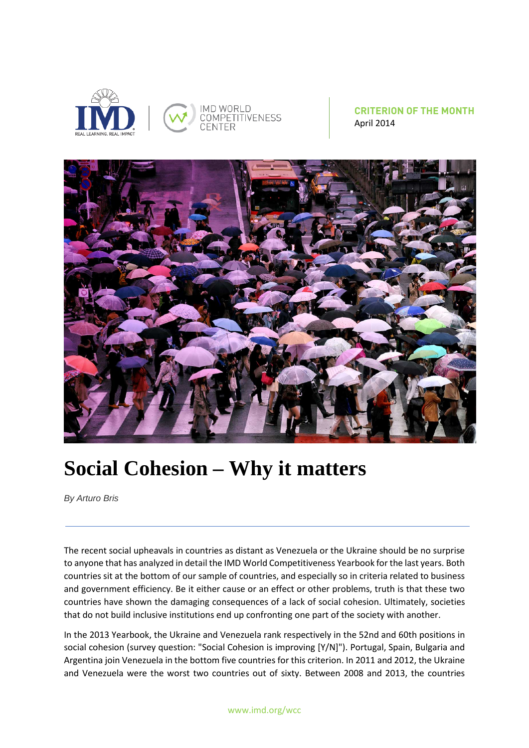CRITERION OF THE MONTH
April 2014

# Social Cohesion – Why it matters

*By Arturo Bris*

---

The recent social upheavals in countries as distant as Venezuela or the Ukraine should be no surprise to anyone that has analyzed in detail the IMD World Competitiveness Yearbook for the last years. Both countries sit at the bottom of our sample of countries, and especially so in criteria related to business and government efficiency. Be it either cause or an effect or other problems, truth is that these two countries have shown the damaging consequences of a lack of social cohesion. Ultimately, societies that do not build inclusive institutions end up confronting one part of the society with another.

In the 2013 Yearbook, the Ukraine and Venezuela rank respectively in the 52nd and 60th positions in social cohesion (survey question: "Social Cohesion is improving [Y/N]"). Portugal, Spain, Bulgaria and Argentina join Venezuela in the bottom five countries for this criterion. In 2011 and 2012, the Ukraine and Venezuela were the worst two countries out of sixty. Between 2008 and 2013, the countries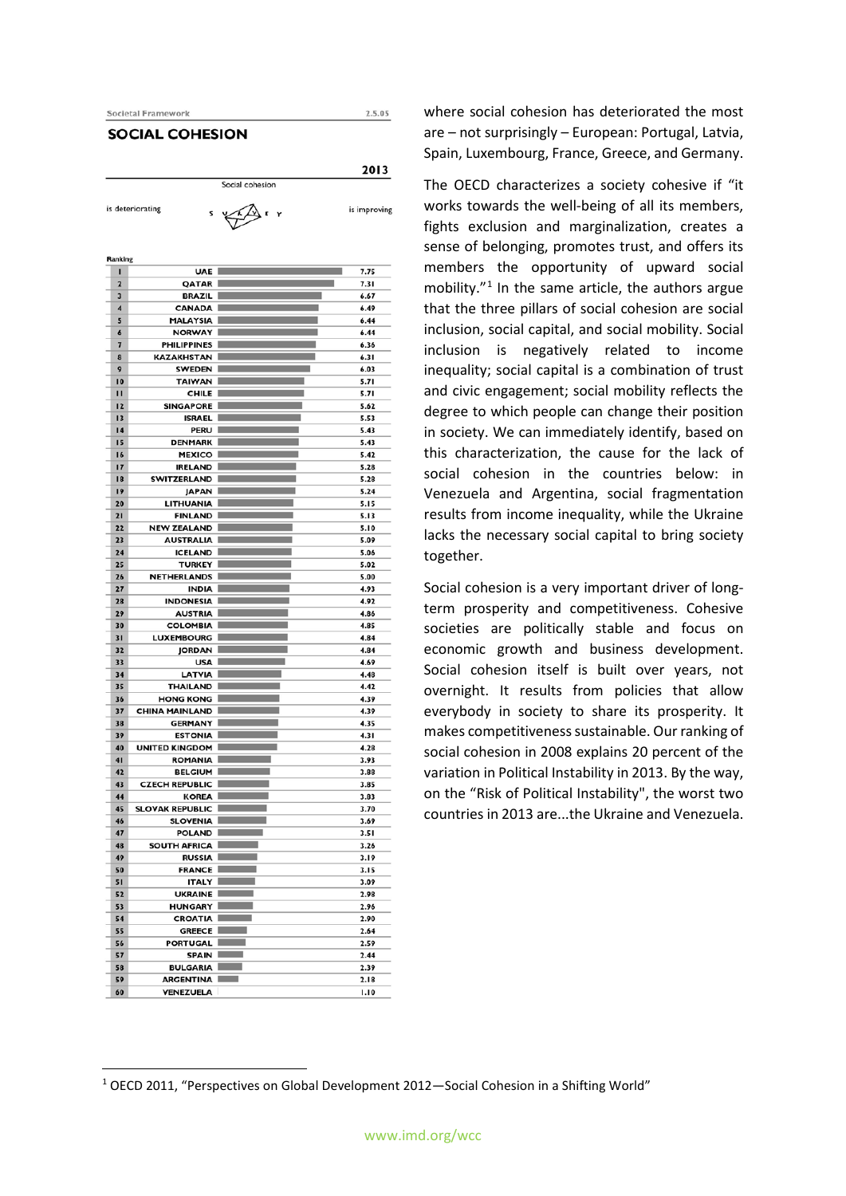Societal Framework 2.5.05

**SOCIAL COHESION**

2013

Social cohesion

is deteriorating

is improving

Ranking

1 UAE 7.75
2 QATAR 7.31
3 BRAZIL 6.67
4 CANADA 6.49
5 MALAYSIA 6.44
6 NORWAY 6.44
7 PHILIPPINES 6.36
8 KAZAKHSTAN 6.31
9 SWEDEN 6.03
10 TAIWAN 5.71
11 CHILE 5.71
12 SINGAPORE 5.62
13 ISRAEL 5.53
14 PERU 5.43
15 DENMARK 5.43
16 MEXICO 5.42
17 IRELAND 5.28
18 SWITZERLAND 5.28
19 JAPAN 5.24
20 LITHUANIA 5.15
21 FINLAND 5.13
22 NEW ZEALAND 5.10
23 AUSTRALIA 5.09
24 ICELAND 5.06
25 TURKEY 5.02
26 NETHERLANDS 5.00
27 INDIA 4.93
28 INDONESIA 4.92
29 AUSTRIA 4.86
30 COLOMBIA 4.85
31 LUXEMBOURG 4.84
32 JORDAN 4.84
33 USA 4.69
34 LATVIA 4.48
35 THAILAND 4.42
36 HONG KONG 4.39
37 CHINA MAINLAND 4.39
38 GERMANY 4.35
39 ESTONIA 4.31
40 UNITED KINGDOM 4.28
41 ROMANIA 3.93
42 BELGIUM 3.88
43 CZECH REPUBLIC 3.85
44 KOREA 3.83
45 SLOVAK REPUBLIC 3.70
46 SLOVENIA 3.69
47 POLAND 3.51
48 SOUTH AFRICA 3.26
49 RUSSIA 3.19
50 FRANCE 3.15
51 ITALY 3.09
52 UKRAINE 2.98
53 HUNGARY 2.96
54 CROATIA 2.90
55 GREECE 2.64
56 PORTUGAL 2.59
57 SPAIN 2.44
58 BULGARIA 2.39
59 ARGENTINA 2.18
60 VENEZUELA 1.10

where social cohesion has deteriorated the most are – not surprisingly – European: Portugal, Latvia, Spain, Luxembourg, France, Greece, and Germany.

The OECD characterizes a society cohesive if "it works towards the well-being of all its members, fights exclusion and marginalization, creates a sense of belonging, promotes trust, and offers its members the opportunity of upward social mobility."[1] In the same article, the authors argue that the three pillars of social cohesion are social inclusion, social capital, and social mobility. Social inclusion is negatively related to income inequality; social capital is a combination of trust and civic engagement; social mobility reflects the degree to which people can change their position in society. We can immediately identify, based on this characterization, the cause for the lack of social cohesion in the countries below: in Venezuela and Argentina, social fragmentation results from income inequality, while the Ukraine lacks the necessary social capital to bring society together.

Social cohesion is a very important driver of long-term prosperity and competitiveness. Cohesive societies are politically stable and focus on economic growth and business development. Social cohesion itself is built over years, not overnight. It results from policies that allow everybody in society to share its prosperity. It makes competitiveness sustainable. Our ranking of social cohesion in 2008 explains 20 percent of the variation in Political Instability in 2013. By the way, on the "Risk of Political Instability", the worst two countries in 2013 are...the Ukraine and Venezuela.

[1] OECD 2011, "Perspectives on Global Development 2012—Social Cohesion in a Shifting World"